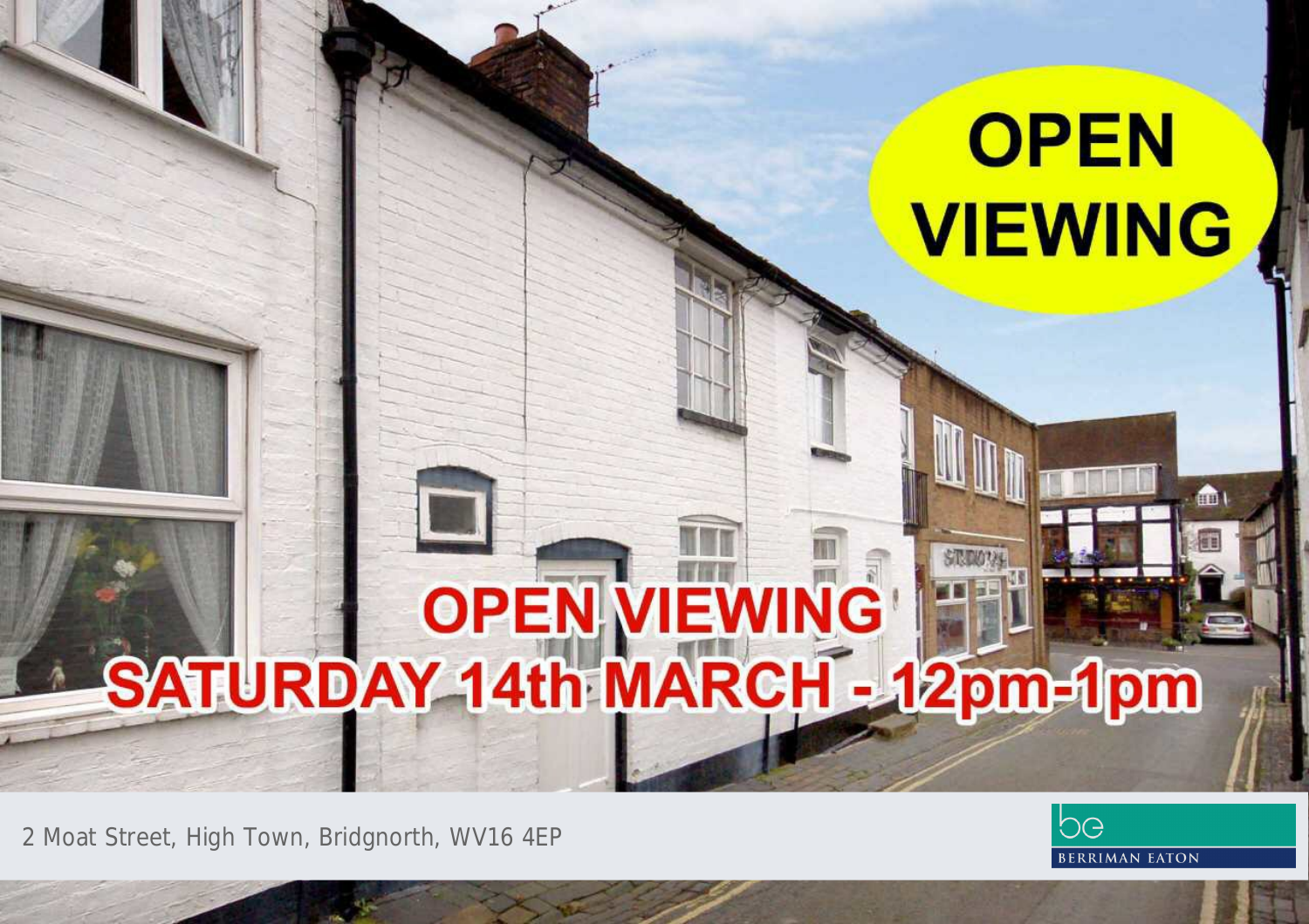# OPEN VIEWING

## OPEN VIEWING
## SATURDAY 14th MARCH - 12pm-1pm

2 Moat Street, High Town, Bridgnorth, WV16 4EP

BERRIMAN EATON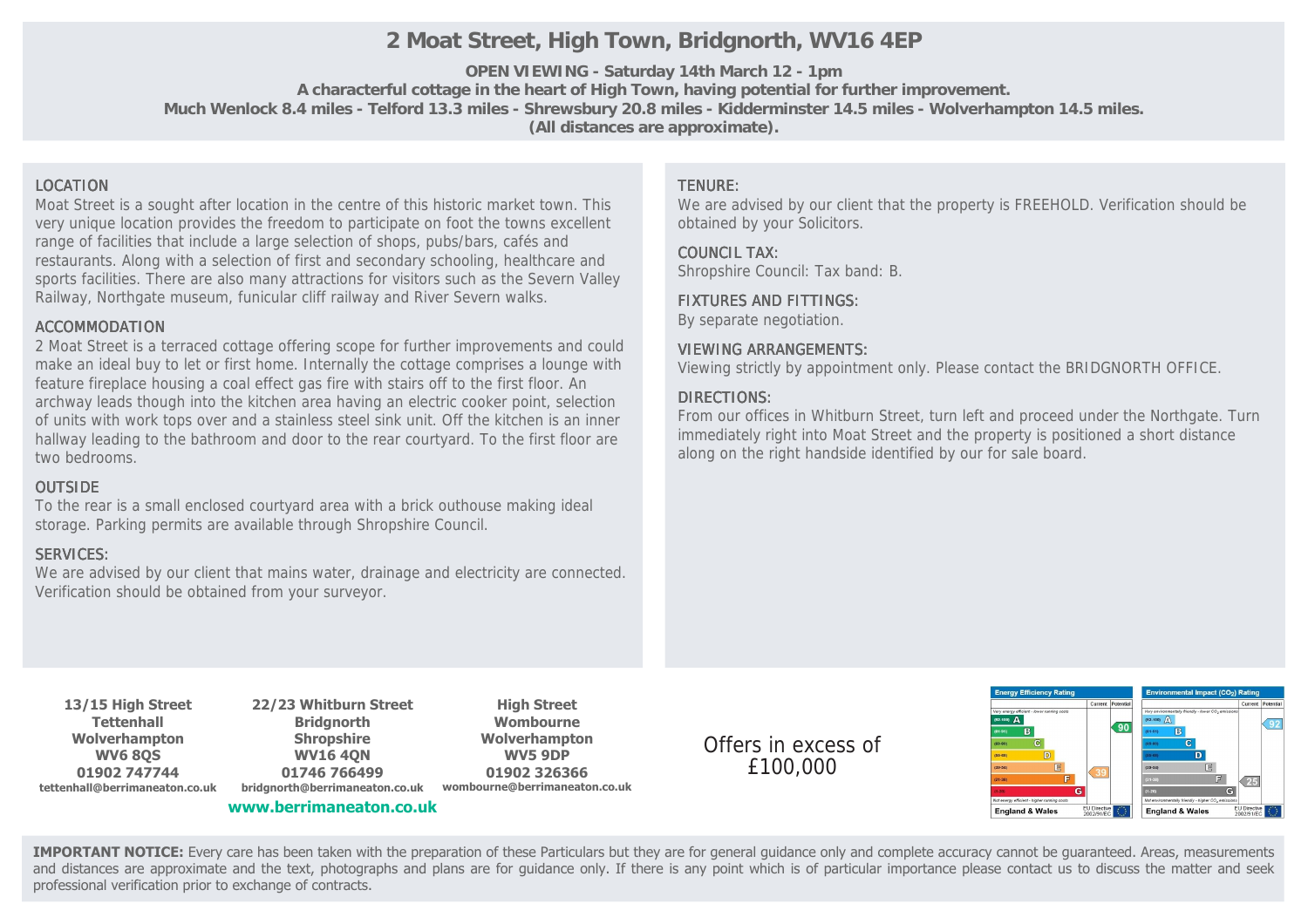# 2 Moat Street, High Town, Bridgnorth, WV16 4EP

**OPEN VIEWING - Saturday 14th March 12 - 1pm**
**A characterful cottage in the heart of High Town, having potential for further improvement.**
**Much Wenlock 8.4 miles - Telford 13.3 miles - Shrewsbury 20.8 miles - Kidderminster 14.5 miles - Wolverhampton 14.5 miles.**
**(All distances are approximate).**

## LOCATION

Moat Street is a sought after location in the centre of this historic market town. This very unique location provides the freedom to participate on foot the towns excellent range of facilities that include a large selection of shops, pubs/bars, cafés and restaurants. Along with a selection of first and secondary schooling, healthcare and sports facilities. There are also many attractions for visitors such as the Severn Valley Railway, Northgate museum, funicular cliff railway and River Severn walks.

## ACCOMMODATION

2 Moat Street is a terraced cottage offering scope for further improvements and could make an ideal buy to let or first home. Internally the cottage comprises a lounge with feature fireplace housing a coal effect gas fire with stairs off to the first floor. An archway leads though into the kitchen area having an electric cooker point, selection of units with work tops over and a stainless steel sink unit. Off the kitchen is an inner hallway leading to the bathroom and door to the rear courtyard. To the first floor are two bedrooms.

## OUTSIDE

To the rear is a small enclosed courtyard area with a brick outhouse making ideal storage. Parking permits are available through Shropshire Council.

## SERVICES:

We are advised by our client that mains water, drainage and electricity are connected. Verification should be obtained from your surveyor.

## TENURE:

We are advised by our client that the property is FREEHOLD. Verification should be obtained by your Solicitors.

## COUNCIL TAX:

Shropshire Council: Tax band: B.

## FIXTURES AND FITTINGS:

By separate negotiation.

## VIEWING ARRANGEMENTS:

Viewing strictly by appointment only. Please contact the BRIDGNORTH OFFICE.

## DIRECTIONS:

From our offices in Whitburn Street, turn left and proceed under the Northgate. Turn immediately right into Moat Street and the property is positioned a short distance along on the right handside identified by our for sale board.

**13/15 High Street**
**Tettenhall**
**Wolverhampton**
**WV6 8QS**
**01902 747744**
**tettenhall@berrimaneaton.co.uk**

**22/23 Whitburn Street**
**Bridgnorth**
**Shropshire**
**WV16 4QN**
**01746 766499**
**bridgnorth@berrimaneaton.co.uk**

**High Street**
**Wombourne**
**Wolverhampton**
**WV5 9DP**
**01902 326366**
**wombourne@berrimaneaton.co.uk**

**www.berrimaneaton.co.uk**

Offers in excess of £100,000

| Energy Efficiency Rating | Current | Potential |
|---|---|---|
| England & Wales | 39 | 90 |

| Environmental Impact (CO2) Rating | Current | Potential |
|---|---|---|
| England & Wales | 25 | 92 |

**IMPORTANT NOTICE:** Every care has been taken with the preparation of these Particulars but they are for general guidance only and complete accuracy cannot be guaranteed. Areas, measurements and distances are approximate and the text, photographs and plans are for guidance only. If there is any point which is of particular importance please contact us to discuss the matter and seek professional verification prior to exchange of contracts.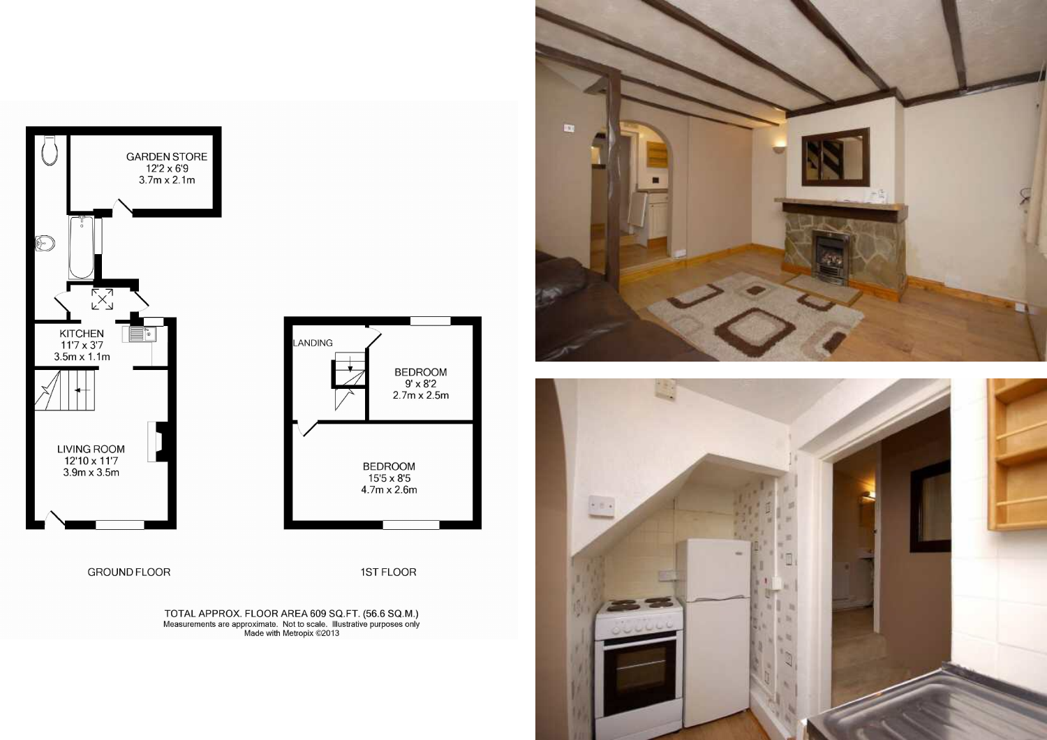GARDEN STORE
12'2 x 6'9
3.7m x 2.1m

KITCHEN
11'7 x 3'7
3.5m x 1.1m

LIVING ROOM
12'10 x 11'7
3.9m x 3.5m

LANDING

BEDROOM
9' x 8'2
2.7m x 2.5m

BEDROOM
15'5 x 8'5
4.7m x 2.6m

GROUND FLOOR

1ST FLOOR

TOTAL APPROX. FLOOR AREA 609 SQ.FT. (56.6 SQ.M.)
Measurements are approximate. Not to scale. Illustrative purposes only
Made with Metropix ©2013